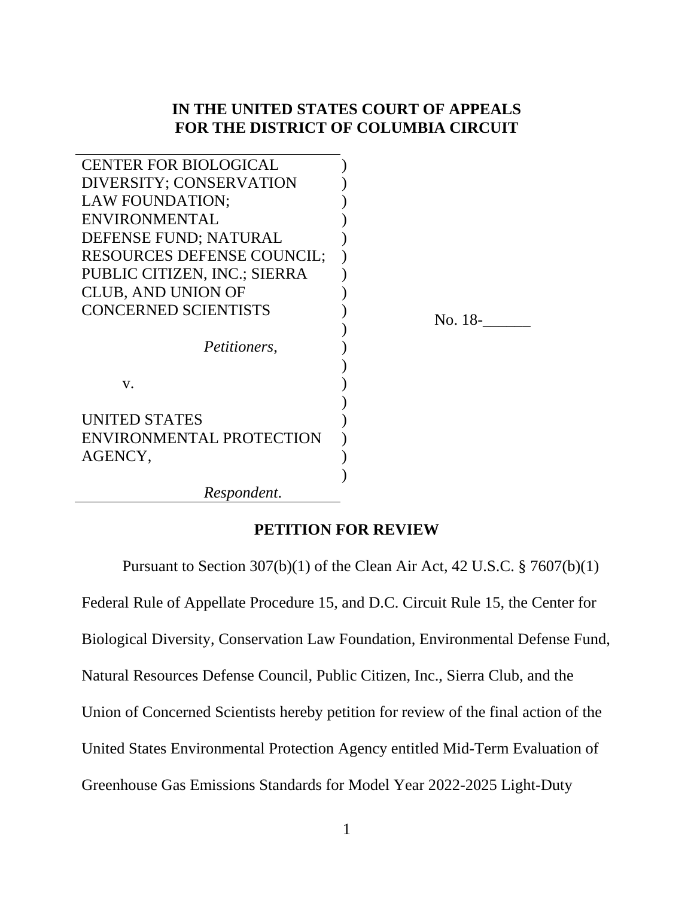**IN THE UNITED STATES COURT OF APPEALS**
**FOR THE DISTRICT OF COLUMBIA CIRCUIT**

CENTER FOR BIOLOGICAL DIVERSITY; CONSERVATION LAW FOUNDATION; ENVIRONMENTAL DEFENSE FUND; NATURAL RESOURCES DEFENSE COUNCIL; PUBLIC CITIZEN, INC.; SIERRA CLUB, AND UNION OF CONCERNED SCIENTISTS

*Petitioners,*

v.

UNITED STATES ENVIRONMENTAL PROTECTION AGENCY,

*Respondent.*

No. 18-______

## PETITION FOR REVIEW

Pursuant to Section 307(b)(1) of the Clean Air Act, 42 U.S.C. § 7607(b)(1) Federal Rule of Appellate Procedure 15, and D.C. Circuit Rule 15, the Center for Biological Diversity, Conservation Law Foundation, Environmental Defense Fund, Natural Resources Defense Council, Public Citizen, Inc., Sierra Club, and the Union of Concerned Scientists hereby petition for review of the final action of the United States Environmental Protection Agency entitled Mid-Term Evaluation of Greenhouse Gas Emissions Standards for Model Year 2022-2025 Light-Duty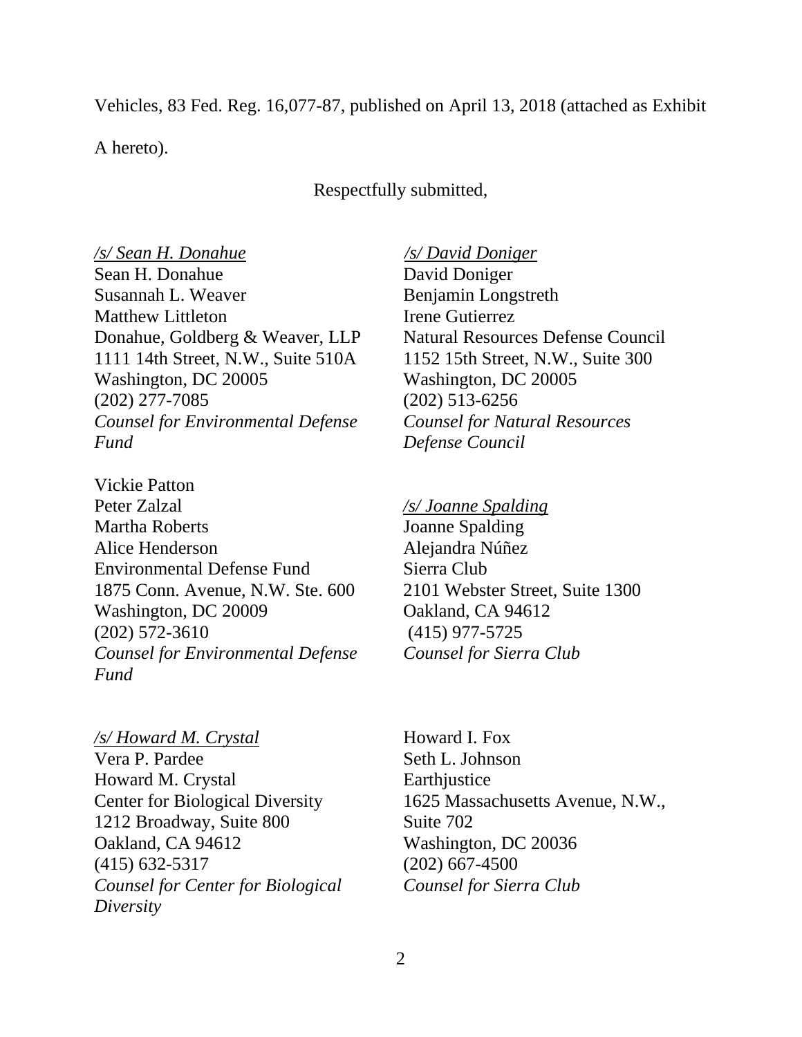Vehicles, 83 Fed. Reg. 16,077-87, published on April 13, 2018 (attached as Exhibit A hereto).

Respectfully submitted,

*/s/ Sean H. Donahue*
Sean H. Donahue
Susannah L. Weaver
Matthew Littleton
Donahue, Goldberg & Weaver, LLP
1111 14th Street, N.W., Suite 510A
Washington, DC 20005
(202) 277-7085
*Counsel for Environmental Defense Fund*

Vickie Patton
Peter Zalzal
Martha Roberts
Alice Henderson
Environmental Defense Fund
1875 Conn. Avenue, N.W. Ste. 600
Washington, DC 20009
(202) 572-3610
*Counsel for Environmental Defense Fund*

*/s/ Howard M. Crystal*
Vera P. Pardee
Howard M. Crystal
Center for Biological Diversity
1212 Broadway, Suite 800
Oakland, CA 94612
(415) 632-5317
*Counsel for Center for Biological Diversity*

*/s/ David Doniger*
David Doniger
Benjamin Longstreth
Irene Gutierrez
Natural Resources Defense Council
1152 15th Street, N.W., Suite 300
Washington, DC 20005
(202) 513-6256
*Counsel for Natural Resources Defense Council*

*/s/ Joanne Spalding*
Joanne Spalding
Alejandra Núñez
Sierra Club
2101 Webster Street, Suite 1300
Oakland, CA 94612
(415) 977-5725
*Counsel for Sierra Club*

Howard I. Fox
Seth L. Johnson
Earthjustice
1625 Massachusetts Avenue, N.W., Suite 702
Washington, DC 20036
(202) 667-4500
*Counsel for Sierra Club*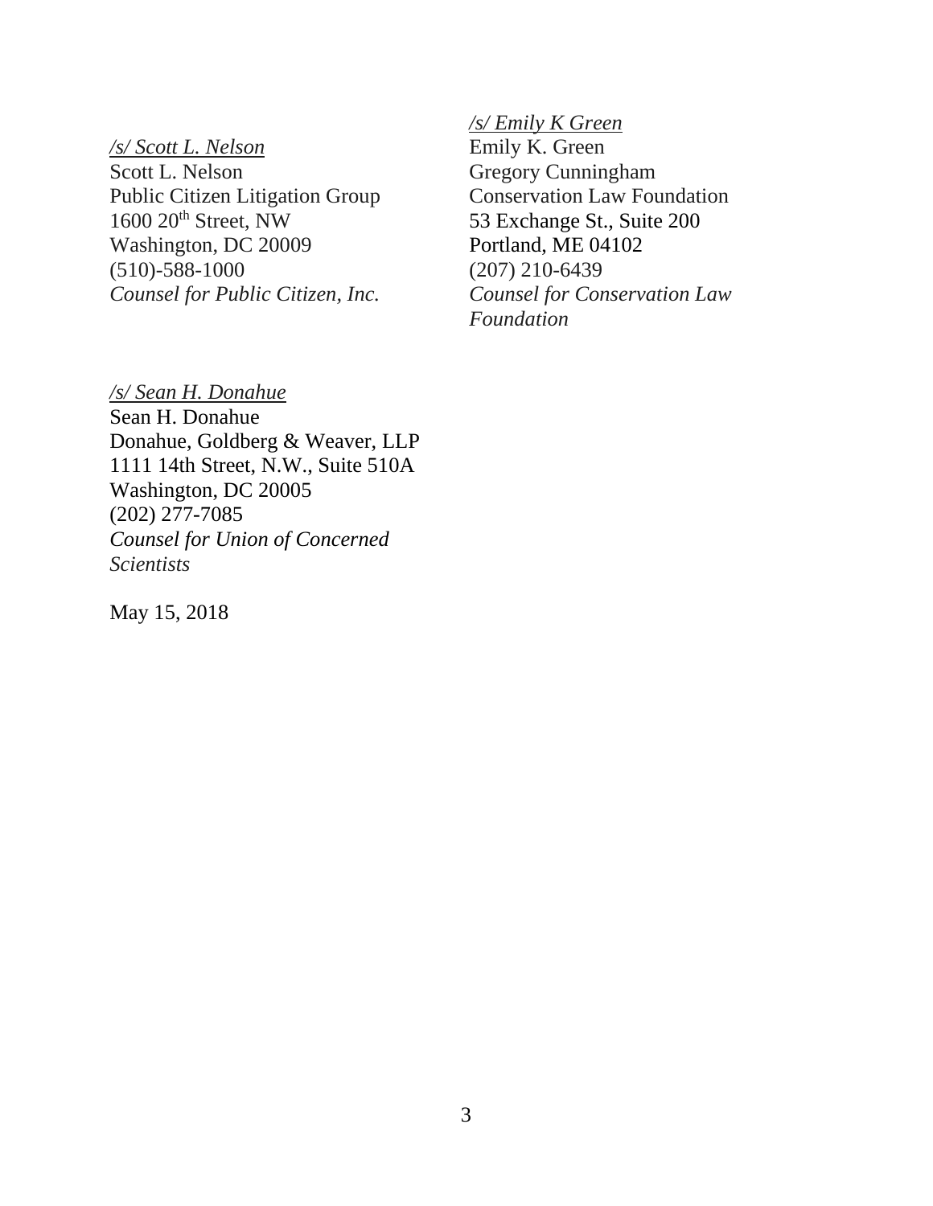*/s/ Scott L. Nelson*
Scott L. Nelson
Public Citizen Litigation Group
1600 20th Street, NW
Washington, DC 20009
(510)-588-1000
*Counsel for Public Citizen, Inc.*

*/s/ Emily K Green*
Emily K. Green
Gregory Cunningham
Conservation Law Foundation
53 Exchange St., Suite 200
Portland, ME 04102
(207) 210-6439
*Counsel for Conservation Law Foundation*

*/s/ Sean H. Donahue*
Sean H. Donahue
Donahue, Goldberg & Weaver, LLP
1111 14th Street, N.W., Suite 510A
Washington, DC 20005
(202) 277-7085
*Counsel for Union of Concerned Scientists*

May 15, 2018